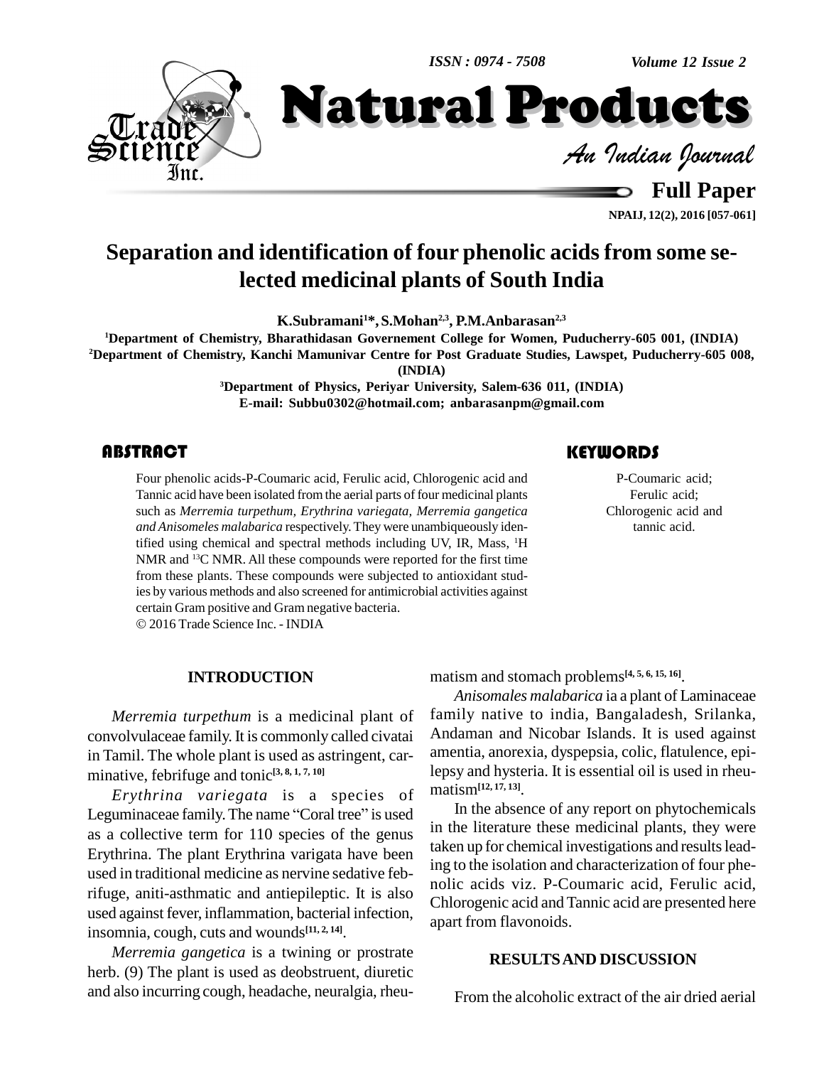# Separation and identification of four phenolic acids from some selected medicinal plants of South India

**K.Subramani[1]*, S.Mohan[2,3], P.M.Anbarasan[2,3]**

[1]Department of Chemistry, Bharathidasan Governement College for Women, Puducherry-605 001, (INDIA)

[2]Department of Chemistry, Kanchi Mamunivar Centre for Post Graduate Studies, Lawspet, Puducherry-605 008, (INDIA)

[3]Department of Physics, Periyar University, Salem-636 011, (INDIA)

E-mail: Subbu0302@hotmail.com; anbarasanpm@gmail.com

## ABSTRACT

Four phenolic acids-P-Coumaric acid, Ferulic acid, Chlorogenic acid and Tannic acid have been isolated from the aerial parts of four medicinal plants such as *Merremia turpethum, Erythrina variegata, Merremia gangetica and Anisomeles malabarica* respectively. They were unambiqueously identified using chemical and spectral methods including UV, IR, Mass, $^{1}$H NMR and $^{13}$C NMR. All these compounds were reported for the first time from these plants. These compounds were subjected to antioxidant studies by various methods and also screened for antimicrobial activities against certain Gram positive and Gram negative bacteria.

© 2016 Trade Science Inc. - INDIA

## KEYWORDS

P-Coumaric acid;
Ferulic acid;
Chlorogenic acid and tannic acid.

## INTRODUCTION

*Merremia turpethum* is a medicinal plant of convolvulaceae family. It is commonly called civatai in Tamil. The whole plant is used as astringent, carminative, febrifuge and tonic[3, 8, 1, 7, 10]

*Erythrina variegata* is a species of Leguminaceae family. The name "Coral tree" is used as a collective term for 110 species of the genus Erythrina. The plant Erythrina varigata have been used in traditional medicine as nervine sedative febrifuge, aniti-asthmatic and antiepileptic. It is also used against fever, inflammation, bacterial infection, insomnia, cough, cuts and wounds[11, 2, 14].

*Merremia gangetica* is a twining or prostrate herb. (9) The plant is used as deobstruent, diuretic and also incurring cough, headache, neuralgia, rheumatism and stomach problems[4, 5, 6, 15, 16].

*Anisomales malabarica* ia a plant of Laminaceae family native to india, Bangaladesh, Srilanka, Andaman and Nicobar Islands. It is used against amentia, anorexia, dyspepsia, colic, flatulence, epilepsy and hysteria. It is essential oil is used in rheumatism[12, 17, 13].

In the absence of any report on phytochemicals in the literature these medicinal plants, they were taken up for chemical investigations and results leading to the isolation and characterization of four phenolic acids viz. P-Coumaric acid, Ferulic acid, Chlorogenic acid and Tannic acid are presented here apart from flavonoids.

## RESULTS AND DISCUSSION

From the alcoholic extract of the air dried aerial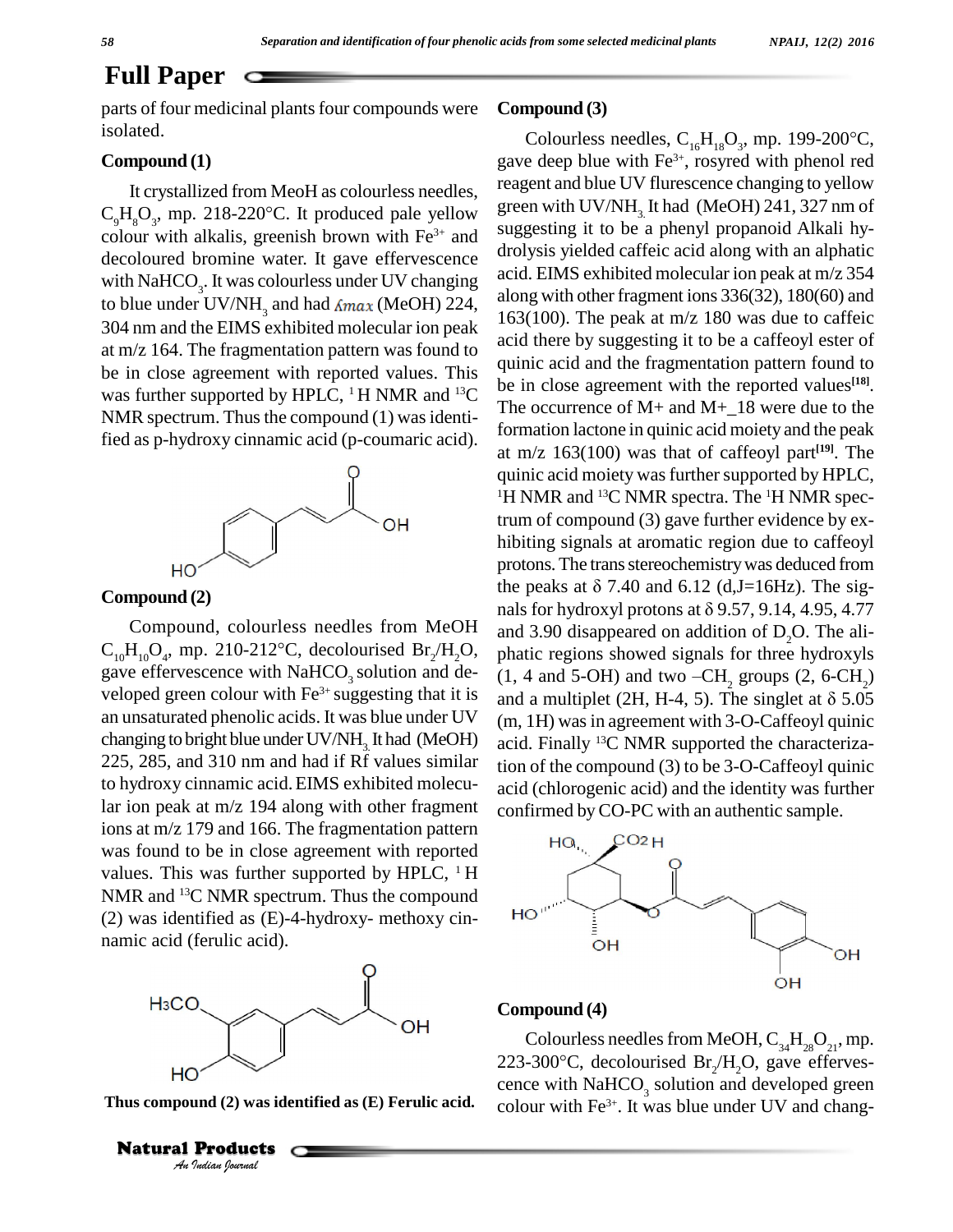## Full Paper

parts of four medicinal plants four compounds were isolated.

### Compound (1)

It crystallized from MeOH as colourless needles, $C_9H_8O_3$, mp. 218-220°C. It produced pale yellow colour with alkalis, greenish brown with $Fe^{3+}$ and decoloured bromine water. It gave effervescence with $NaHCO_3$. It was colourless under UV changing to blue under UV/$NH_3$ and had $\lambda max$ (MeOH) 224, 304 nm and the EIMS exhibited molecular ion peak at m/z 164. The fragmentation pattern was found to be in close agreement with reported values. This was further supported by HPLC, $^1$H NMR and $^{13}$C NMR spectrum. Thus the compound (1) was identified as p-hydroxy cinnamic acid (p-coumaric acid).

### Compound (2)

Compound, colourless needles from MeOH $C_{10}H_{10}O_4$, mp. 210-212°C, decolourised $Br_2/H_2O$, gave effervescence with $NaHCO_3$ solution and developed green colour with $Fe^{3+}$ suggesting that it is an unsaturated phenolic acids. It was blue under UV changing to bright blue under UV/$NH_3$. It had (MeOH) 225, 285, and 310 nm and had if Rf values similar to hydroxy cinnamic acid. EIMS exhibited molecular ion peak at m/z 194 along with other fragment ions at m/z 179 and 166. The fragmentation pattern was found to be in close agreement with reported values. This was further supported by HPLC, $^1$H NMR and $^{13}$C NMR spectrum. Thus the compound (2) was identified as (E)-4-hydroxy- methoxy cinnamic acid (ferulic acid).

**Thus compound (2) was identified as (E) Ferulic acid.**

### Compound (3)

Colourless needles, $C_{16}H_{18}O_3$, mp. 199-200°C, gave deep blue with $Fe^{3+}$, rosyred with phenol red reagent and blue UV flurescence changing to yellow green with UV/$NH_3$. It had (MeOH) 241, 327 nm of suggesting it to be a phenyl propanoid Alkali hydrolysis yielded caffeic acid along with an alphatic acid. EIMS exhibited molecular ion peak at m/z 354 along with other fragment ions 336(32), 180(60) and 163(100). The peak at m/z 180 was due to caffeic acid there by suggesting it to be a caffeoyl ester of quinic acid and the fragmentation pattern found to be in close agreement with the reported values[18]. The occurrence of M+ and M+_18 were due to the formation lactone in quinic acid moiety and the peak at m/z 163(100) was that of caffeoyl part[19]. The quinic acid moiety was further supported by HPLC, $^1$H NMR and $^{13}$C NMR spectra. The $^1$H NMR spectrum of compound (3) gave further evidence by exhibiting signals at aromatic region due to caffeoyl protons. The trans stereochemistry was deduced from the peaks at $\delta$ 7.40 and 6.12 (d,J=16Hz). The signals for hydroxyl protons at $\delta$ 9.57, 9.14, 4.95, 4.77 and 3.90 disappeared on addition of $D_2O$. The aliphatic regions showed signals for three hydroxyls (1, 4 and 5-OH) and two $-CH_2$ groups (2, 6-$CH_2$) and a multiplet (2H, H-4, 5). The singlet at $\delta$ 5.05 (m, 1H) was in agreement with 3-O-Caffeoyl quinic acid. Finally $^{13}$C NMR supported the characterization of the compound (3) to be 3-O-Caffeoyl quinic acid (chlorogenic acid) and the identity was further confirmed by CO-PC with an authentic sample.

### Compound (4)

Colourless needles from MeOH, $C_{34}H_{28}O_{21}$, mp. 223-300°C, decolourised $Br_2/H_2O$, gave effervescence with $NaHCO_3$ solution and developed green colour with $Fe^{3+}$. It was blue under UV and chang-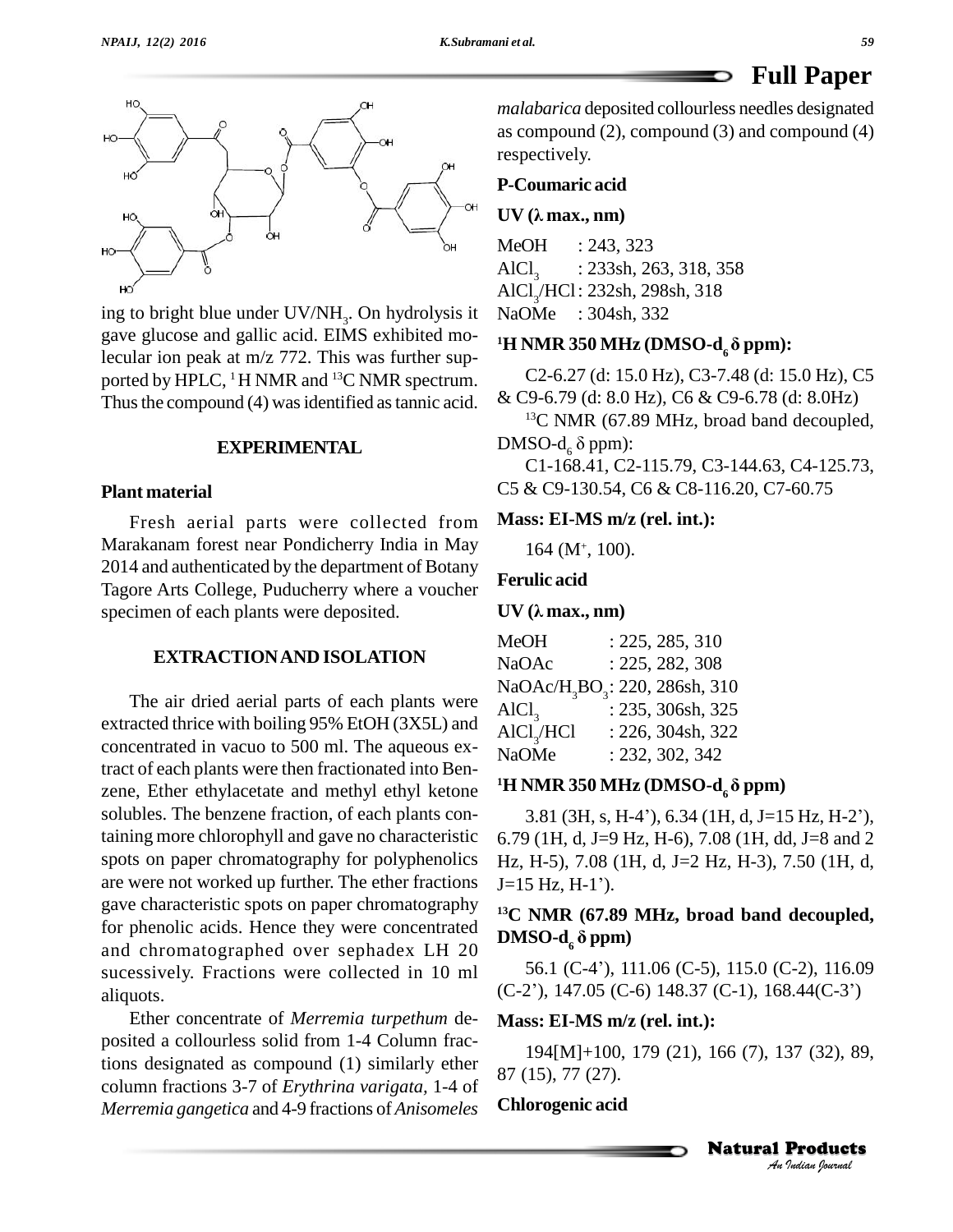ing to bright blue under UV/$NH_3$. On hydrolysis it gave glucose and gallic acid. EIMS exhibited molecular ion peak at m/z 772. This was further supported by HPLC, $^1$H NMR and $^{13}$C NMR spectrum. Thus the compound (4) was identified as tannic acid.

## EXPERIMENTAL

### Plant material

Fresh aerial parts were collected from Marakanam forest near Pondicherry India in May 2014 and authenticated by the department of Botany Tagore Arts College, Puducherry where a voucher specimen of each plants were deposited.

## EXTRACTION AND ISOLATION

The air dried aerial parts of each plants were extracted thrice with boiling 95% EtOH (3X5L) and concentrated in vacuo to 500 ml. The aqueous extract of each plants were then fractionated into Benzene, Ether ethylacetate and methyl ethyl ketone solubles. The benzene fraction, of each plants containing more chlorophyll and gave no characteristic spots on paper chromatography for polyphenolics are were not worked up further. The ether fractions gave characteristic spots on paper chromatography for phenolic acids. Hence they were concentrated and chromatographed over sephadex LH 20 sucessively. Fractions were collected in 10 ml aliquots.

Ether concentrate of *Merremia turpethum* deposited a collourless solid from 1-4 Column fractions designated as compound (1) similarly ether column fractions 3-7 of *Erythrina varigata*, 1-4 of *Merremia gangetica* and 4-9 fractions of *Anisomeles malabarica* deposited collourless needles designated as compound (2), compound (3) and compound (4) respectively.

### P-Coumaric acid

**UV (λ max., nm)**

MeOH : 243, 323

$AlCl_3$ : 233sh, 263, 318, 358

$AlCl_3$/HCl : 232sh, 298sh, 318

NaOMe : 304sh, 332

**$^1$H NMR 350 MHz (DMSO-$d_6$ δ ppm):**

C2-6.27 (d: 15.0 Hz), C3-7.48 (d: 15.0 Hz), C5 & C9-6.79 (d: 8.0 Hz), C6 & C9-6.78 (d: 8.0Hz)

$^{13}$C NMR (67.89 MHz, broad band decoupled, DMSO-$d_6$ δ ppm):

C1-168.41, C2-115.79, C3-144.63, C4-125.73, C5 & C9-130.54, C6 & C8-116.20, C7-60.75

**Mass: EI-MS m/z (rel. int.):**

164 ($M^+$, 100).

### Ferulic acid

**UV (λ max., nm)**

MeOH : 225, 285, 310

NaOAc : 225, 282, 308

NaOAc/$H_3BO_3$ : 220, 286sh, 310

$AlCl_3$ : 235, 306sh, 325

$AlCl_3$/HCl : 226, 304sh, 322

NaOMe : 232, 302, 342

**$^1$H NMR 350 MHz (DMSO-$d_6$ δ ppm)**

3.81 (3H, s, H-4'), 6.34 (1H, d, J=15 Hz, H-2'), 6.79 (1H, d, J=9 Hz, H-6), 7.08 (1H, dd, J=8 and 2 Hz, H-5), 7.08 (1H, d, J=2 Hz, H-3), 7.50 (1H, d, J=15 Hz, H-1').

**$^{13}$C NMR (67.89 MHz, broad band decoupled, DMSO-$d_6$ δ ppm)**

56.1 (C-4'), 111.06 (C-5), 115.0 (C-2), 116.09 (C-2'), 147.05 (C-6) 148.37 (C-1), 168.44(C-3')

**Mass: EI-MS m/z (rel. int.):**

194[M]+100, 179 (21), 166 (7), 137 (32), 89, 87 (15), 77 (27).

### Chlorogenic acid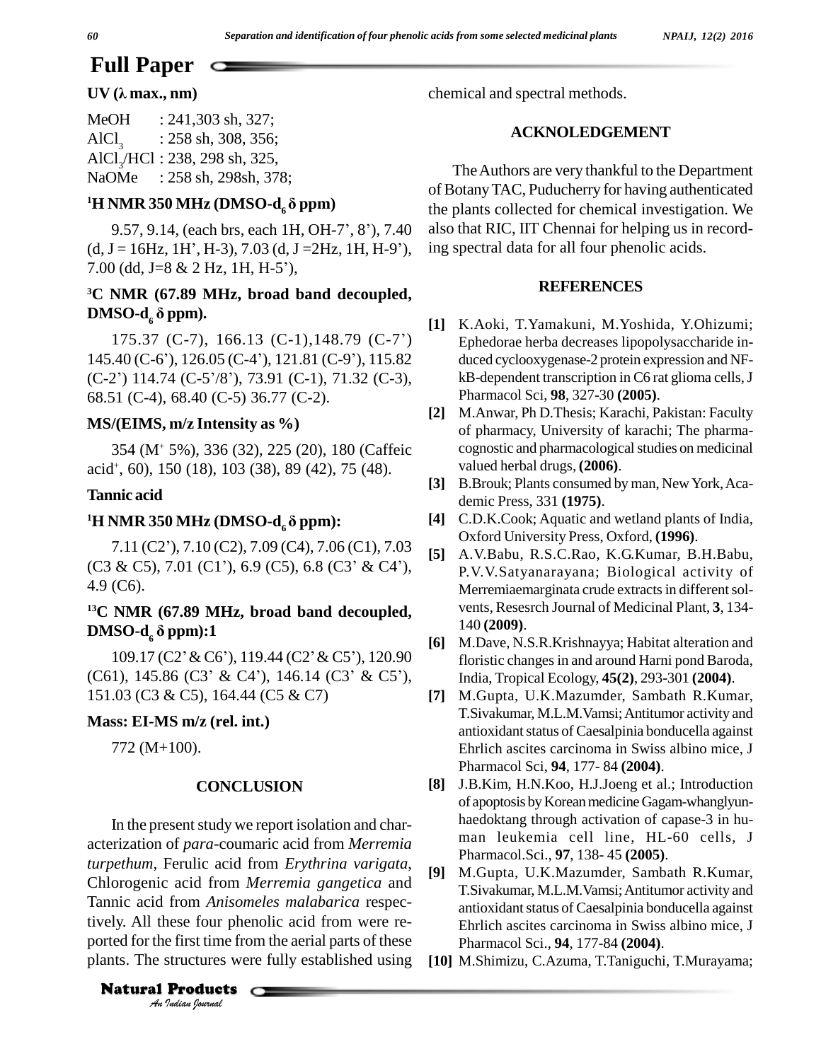## Full Paper

**UV (λ max., nm)**

MeOH : 241,303 sh, 327;
$AlCl_3$ : 258 sh, 308, 356;
$AlCl_3$/HCl : 238, 298 sh, 325,
NaOMe : 258 sh, 298sh, 378;

**$^1$H NMR 350 MHz (DMSO-$d_6$ δ ppm)**

9.57, 9.14, (each brs, each 1H, OH-7', 8'), 7.40 (d, J = 16Hz, 1H', H-3), 7.03 (d, J =2Hz, 1H, H-9'), 7.00 (dd, J=8 & 2 Hz, 1H, H-5'),

**$^3$C NMR (67.89 MHz, broad band decoupled, DMSO-$d_6$ δ ppm).**

175.37 (C-7), 166.13 (C-1),148.79 (C-7') 145.40 (C-6'), 126.05 (C-4'), 121.81 (C-9'), 115.82 (C-2') 114.74 (C-5'/8'), 73.91 (C-1), 71.32 (C-3), 68.51 (C-4), 68.40 (C-5) 36.77 (C-2).

**MS/(EIMS, m/z Intensity as %)**

354 ($M^+$ 5%), 336 (32), 225 (20), 180 (Caffeic acid$^+$, 60), 150 (18), 103 (38), 89 (42), 75 (48).

**Tannic acid**

**$^1$H NMR 350 MHz (DMSO-$d_6$ δ ppm):**

7.11 (C2'), 7.10 (C2), 7.09 (C4), 7.06 (C1), 7.03 (C3 & C5), 7.01 (C1'), 6.9 (C5), 6.8 (C3' & C4'), 4.9 (C6).

**$^{13}$C NMR (67.89 MHz, broad band decoupled, DMSO-$d_6$ δ ppm):1**

109.17 (C2' & C6'), 119.44 (C2' & C5'), 120.90 (C61), 145.86 (C3' & C4'), 146.14 (C3' & C5'), 151.03 (C3 & C5), 164.44 (C5 & C7)

**Mass: EI-MS m/z (rel. int.)**

772 (M+100).

### CONCLUSION

In the present study we report isolation and characterization of *para*-coumaric acid from *Merremia turpethum*, Ferulic acid from *Erythrina varigata*, Chlorogenic acid from *Merremia gangetica* and Tannic acid from *Anisomeles malabarica* respectively. All these four phenolic acid from were reported for the first time from the aerial parts of these plants. The structures were fully established using chemical and spectral methods.

### ACKNOLEDGEMENT

The Authors are very thankful to the Department of Botany TAC, Puducherry for having authenticated the plants collected for chemical investigation. We also that RIC, IIT Chennai for helping us in recording spectral data for all four phenolic acids.

### REFERENCES

[1] K.Aoki, T.Yamakuni, M.Yoshida, Y.Ohizumi; Ephedorae herba decreases lipopolysaccharide induced cyclooxygenase-2 protein expression and NF-kB-dependent transcription in C6 rat glioma cells, J Pharmacol Sci, **98**, 327-30 **(2005)**.

[2] M.Anwar, Ph D.Thesis; Karachi, Pakistan: Faculty of pharmacy, University of karachi; The pharmacognostic and pharmacological studies on medicinal valued herbal drugs, **(2006)**.

[3] B.Brouk; Plants consumed by man, New York, Academic Press, 331 **(1975)**.

[4] C.D.K.Cook; Aquatic and wetland plants of India, Oxford University Press, Oxford, **(1996)**.

[5] A.V.Babu, R.S.C.Rao, K.G.Kumar, B.H.Babu, P.V.V.Satyanarayana; Biological activity of Merremiaemarginata crude extracts in different solvents, Resesrch Journal of Medicinal Plant, **3**, 134-140 **(2009)**.

[6] M.Dave, N.S.R.Krishnayya; Habitat alteration and floristic changes in and around Harni pond Baroda, India, Tropical Ecology, **45(2)**, 293-301 **(2004)**.

[7] M.Gupta, U.K.Mazumder, Sambath R.Kumar, T.Sivakumar, M.L.M.Vamsi; Antitumor activity and antioxidant status of Caesalpinia bonducella against Ehrlich ascites carcinoma in Swiss albino mice, J Pharmacol Sci, **94**, 177- 84 **(2004)**.

[8] J.B.Kim, H.N.Koo, H.J.Joeng et al.; Introduction of apoptosis by Korean medicine Gagam-whanglyunhaedoktang through activation of capase-3 in human leukemia cell line, HL-60 cells, J Pharmacol.Sci., **97**, 138- 45 **(2005)**.

[9] M.Gupta, U.K.Mazumder, Sambath R.Kumar, T.Sivakumar, M.L.M.Vamsi; Antitumor activity and antioxidant status of Caesalpinia bonducella against Ehrlich ascites carcinoma in Swiss albino mice, J Pharmacol Sci., **94**, 177-84 **(2004)**.

[10] M.Shimizu, C.Azuma, T.Taniguchi, T.Murayama;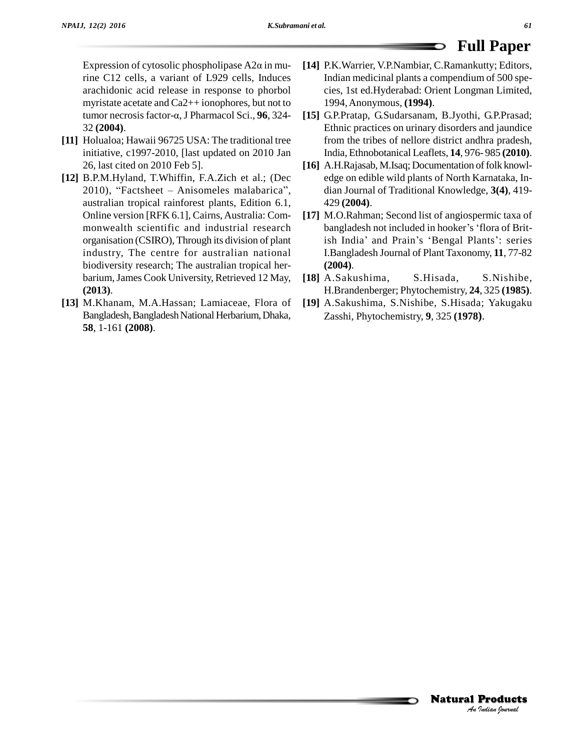Expression of cytosolic phospholipase A2α in murine C12 cells, a variant of L929 cells, Induces arachidonic acid release in response to phorbol myristate acetate and Ca2++ ionophores, but not to tumor necrosis factor-α, J Pharmacol Sci., **96**, 324-32 **(2004)**.

**[11]** Holualoa; Hawaii 96725 USA: The traditional tree initiative, c1997-2010, [last updated on 2010 Jan 26, last cited on 2010 Feb 5].

**[12]** B.P.M.Hyland, T.Whiffin, F.A.Zich et al.; (Dec 2010), "Factsheet – Anisomeles malabarica", australian tropical rainforest plants, Edition 6.1, Online version [RFK 6.1], Cairns, Australia: Commonwealth scientific and industrial research organisation (CSIRO), Through its division of plant industry, The centre for australian national biodiversity research; The australian tropical herbarium, James Cook University, Retrieved 12 May, **(2013)**.

**[13]** M.Khanam, M.A.Hassan; Lamiaceae, Flora of Bangladesh, Bangladesh National Herbarium, Dhaka, **58**, 1-161 **(2008)**.

**[14]** P.K.Warrier, V.P.Nambiar, C.Ramankutty; Editors, Indian medicinal plants a compendium of 500 species, 1st ed.Hyderabad: Orient Longman Limited, 1994, Anonymous, **(1994)**.

**[15]** G.P.Pratap, G.Sudarsanam, B.Jyothi, G.P.Prasad; Ethnic practices on urinary disorders and jaundice from the tribes of nellore district andhra pradesh, India, Ethnobotanical Leaflets, **14**, 976- 985 **(2010)**.

**[16]** A.H.Rajasab, M.Isaq; Documentation of folk knowledge on edible wild plants of North Karnataka, Indian Journal of Traditional Knowledge, **3(4)**, 419-429 **(2004)**.

**[17]** M.O.Rahman; Second list of angiospermic taxa of bangladesh not included in hooker's 'flora of British India' and Prain's 'Bengal Plants': series I.Bangladesh Journal of Plant Taxonomy, **11**, 77-82 **(2004)**.

**[18]** A.Sakushima, S.Hisada, S.Nishibe, H.Brandenberger; Phytochemistry, **24**, 325 **(1985)**.

**[19]** A.Sakushima, S.Nishibe, S.Hisada; Yakugaku Zasshi, Phytochemistry, **9**, 325 **(1978)**.